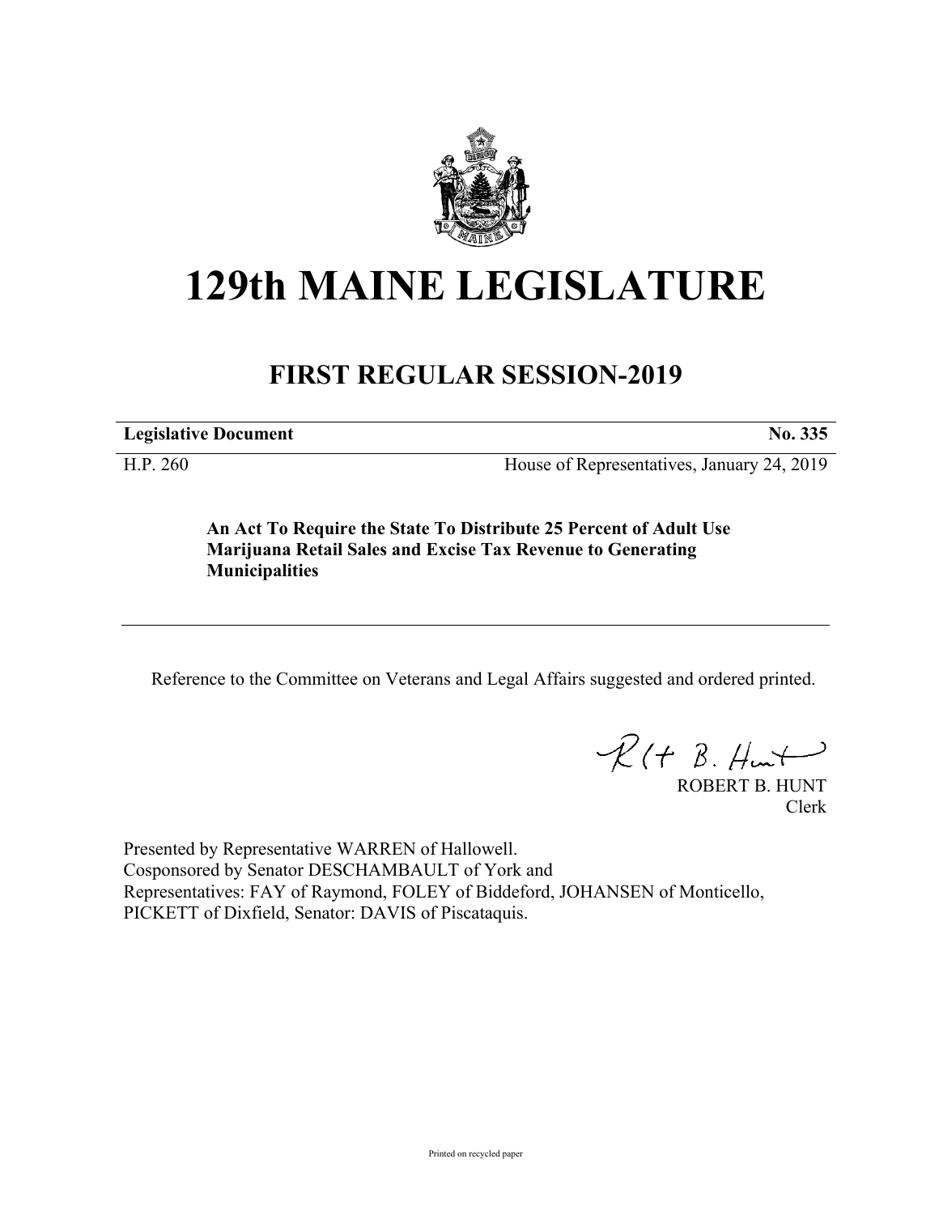# 129th MAINE LEGISLATURE

## FIRST REGULAR SESSION-2019

**Legislative Document** **No. 335**

H.P. 260 House of Representatives, January 24, 2019

**An Act To Require the State To Distribute 25 Percent of Adult Use Marijuana Retail Sales and Excise Tax Revenue to Generating Municipalities**

Reference to the Committee on Veterans and Legal Affairs suggested and ordered printed.

ROBERT B. HUNT
Clerk

Presented by Representative WARREN of Hallowell.
Cosponsored by Senator DESCHAMBAULT of York and
Representatives: FAY of Raymond, FOLEY of Biddeford, JOHANSEN of Monticello, PICKETT of Dixfield, Senator: DAVIS of Piscataquis.

Printed on recycled paper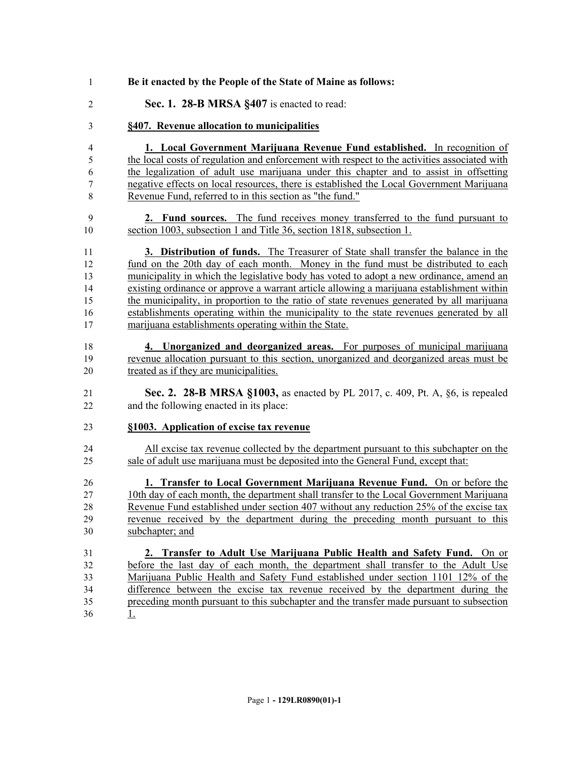**Be it enacted by the People of the State of Maine as follows:**

**Sec. 1. 28-B MRSA §407** is enacted to read:

**§407. Revenue allocation to municipalities**

**1. Local Government Marijuana Revenue Fund established.** In recognition of the local costs of regulation and enforcement with respect to the activities associated with the legalization of adult use marijuana under this chapter and to assist in offsetting negative effects on local resources, there is established the Local Government Marijuana Revenue Fund, referred to in this section as "the fund."

**2. Fund sources.** The fund receives money transferred to the fund pursuant to section 1003, subsection 1 and Title 36, section 1818, subsection 1.

**3. Distribution of funds.** The Treasurer of State shall transfer the balance in the fund on the 20th day of each month. Money in the fund must be distributed to each municipality in which the legislative body has voted to adopt a new ordinance, amend an existing ordinance or approve a warrant article allowing a marijuana establishment within the municipality, in proportion to the ratio of state revenues generated by all marijuana establishments operating within the municipality to the state revenues generated by all marijuana establishments operating within the State.

**4. Unorganized and deorganized areas.** For purposes of municipal marijuana revenue allocation pursuant to this section, unorganized and deorganized areas must be treated as if they are municipalities.

**Sec. 2. 28-B MRSA §1003,** as enacted by PL 2017, c. 409, Pt. A, §6, is repealed and the following enacted in its place:

**§1003. Application of excise tax revenue**

All excise tax revenue collected by the department pursuant to this subchapter on the sale of adult use marijuana must be deposited into the General Fund, except that:

**1. Transfer to Local Government Marijuana Revenue Fund.** On or before the 10th day of each month, the department shall transfer to the Local Government Marijuana Revenue Fund established under section 407 without any reduction 25% of the excise tax revenue received by the department during the preceding month pursuant to this subchapter; and

**2. Transfer to Adult Use Marijuana Public Health and Safety Fund.** On or before the last day of each month, the department shall transfer to the Adult Use Marijuana Public Health and Safety Fund established under section 1101 12% of the difference between the excise tax revenue received by the department during the preceding month pursuant to this subchapter and the transfer made pursuant to subsection 1.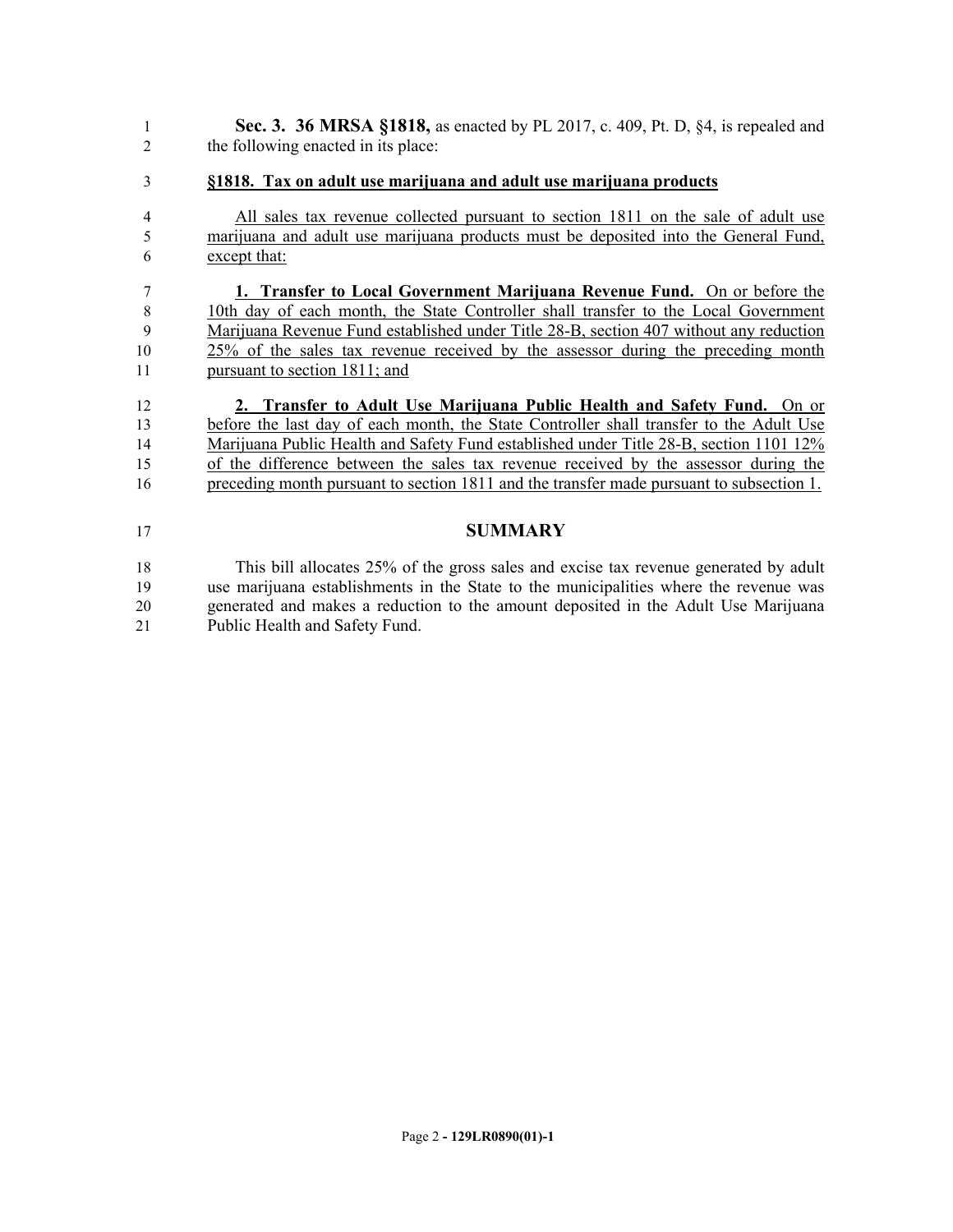**Sec. 3. 36 MRSA §1818,** as enacted by PL 2017, c. 409, Pt. D, §4, is repealed and the following enacted in its place:

**§1818. Tax on adult use marijuana and adult use marijuana products**

All sales tax revenue collected pursuant to section 1811 on the sale of adult use marijuana and adult use marijuana products must be deposited into the General Fund, except that:

**1. Transfer to Local Government Marijuana Revenue Fund.** On or before the 10th day of each month, the State Controller shall transfer to the Local Government Marijuana Revenue Fund established under Title 28-B, section 407 without any reduction 25% of the sales tax revenue received by the assessor during the preceding month pursuant to section 1811; and

**2. Transfer to Adult Use Marijuana Public Health and Safety Fund.** On or before the last day of each month, the State Controller shall transfer to the Adult Use Marijuana Public Health and Safety Fund established under Title 28-B, section 1101 12% of the difference between the sales tax revenue received by the assessor during the preceding month pursuant to section 1811 and the transfer made pursuant to subsection 1.

## SUMMARY

This bill allocates 25% of the gross sales and excise tax revenue generated by adult use marijuana establishments in the State to the municipalities where the revenue was generated and makes a reduction to the amount deposited in the Adult Use Marijuana Public Health and Safety Fund.